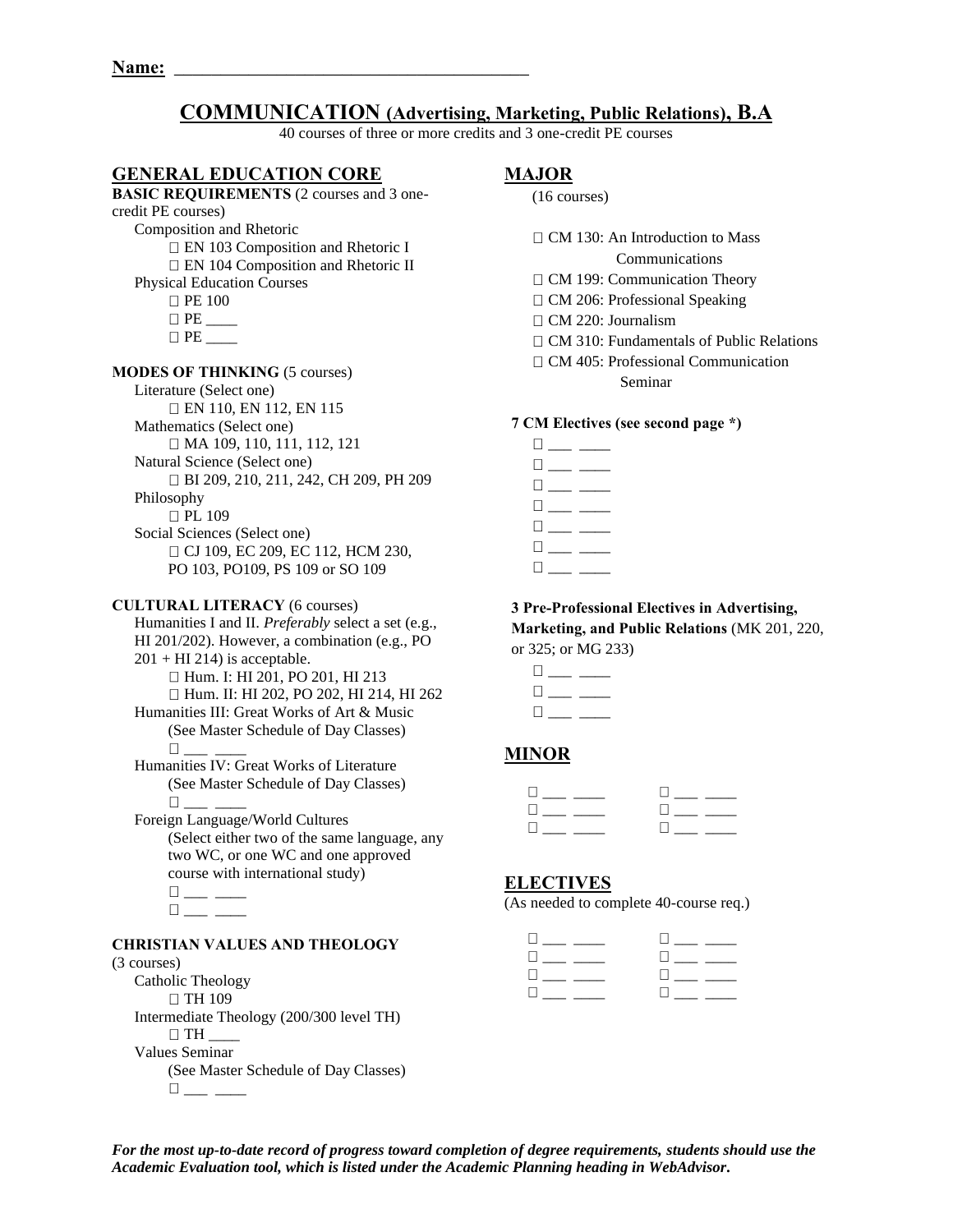**Name:** ________________________________________

# COMMUNICATION (Advertising, Marketing, Public Relations), B.A

40 courses of three or more credits and 3 one-credit PE courses

## GENERAL EDUCATION CORE

**BASIC REQUIREMENTS** (2 courses and 3 one-credit PE courses)

Composition and Rhetoric

- ☐ EN 103 Composition and Rhetoric I
- ☐ EN 104 Composition and Rhetoric II

Physical Education Courses

- ☐ PE 100
- ☐ PE ____
- ☐ PE ____

**MODES OF THINKING** (5 courses)

Literature (Select one)

- ☐ EN 110, EN 112, EN 115

Mathematics (Select one)

- ☐ MA 109, 110, 111, 112, 121

Natural Science (Select one)

- ☐ BI 209, 210, 211, 242, CH 209, PH 209

Philosophy

- ☐ PL 109

Social Sciences (Select one)

- ☐ CJ 109, EC 209, EC 112, HCM 230, PO 103, PO109, PS 109 or SO 109

**CULTURAL LITERACY** (6 courses)

Humanities I and II. *Preferably* select a set (e.g., HI 201/202). However, a combination (e.g., PO 201 + HI 214) is acceptable.

- ☐ Hum. I: HI 201, PO 201, HI 213
- ☐ Hum. II: HI 202, PO 202, HI 214, HI 262

Humanities III: Great Works of Art & Music (See Master Schedule of Day Classes)

- ☐ ___ ____

Humanities IV: Great Works of Literature (See Master Schedule of Day Classes)

- ☐ ___ ____

Foreign Language/World Cultures (Select either two of the same language, any two WC, or one WC and one approved course with international study)

- ☐ ___ ____
- ☐ ___ ____

**CHRISTIAN VALUES AND THEOLOGY** (3 courses)

Catholic Theology

- ☐ TH 109

Intermediate Theology (200/300 level TH)

- ☐ TH ____

Values Seminar (See Master Schedule of Day Classes)

- ☐ ___ ____

## MAJOR

(16 courses)

- ☐ CM 130: An Introduction to Mass Communications
- ☐ CM 199: Communication Theory
- ☐ CM 206: Professional Speaking
- ☐ CM 220: Journalism
- ☐ CM 310: Fundamentals of Public Relations
- ☐ CM 405: Professional Communication Seminar

**7 CM Electives (see second page *)**

- ☐ ___ ____
- ☐ ___ ____
- ☐ ___ ____
- ☐ ___ ____
- ☐ ___ ____
- ☐ ___ ____
- ☐ ___ ____

**3 Pre-Professional Electives in Advertising, Marketing, and Public Relations** (MK 201, 220, or 325; or MG 233)

- ☐ ___ ____
- ☐ ___ ____
- ☐ ___ ____

## MINOR

| | |
|---|---|
| ☐ ___ ____ | ☐ ___ ____ |
| ☐ ___ ____ | ☐ ___ ____ |
| ☐ ___ ____ | ☐ ___ ____ |

## ELECTIVES

(As needed to complete 40-course req.)

| | |
|---|---|
| ☐ ___ ____ | ☐ ___ ____ |
| ☐ ___ ____ | ☐ ___ ____ |
| ☐ ___ ____ | ☐ ___ ____ |
| ☐ ___ ____ | ☐ ___ ____ |

***For the most up-to-date record of progress toward completion of degree requirements, students should use the Academic Evaluation tool, which is listed under the Academic Planning heading in WebAdvisor.***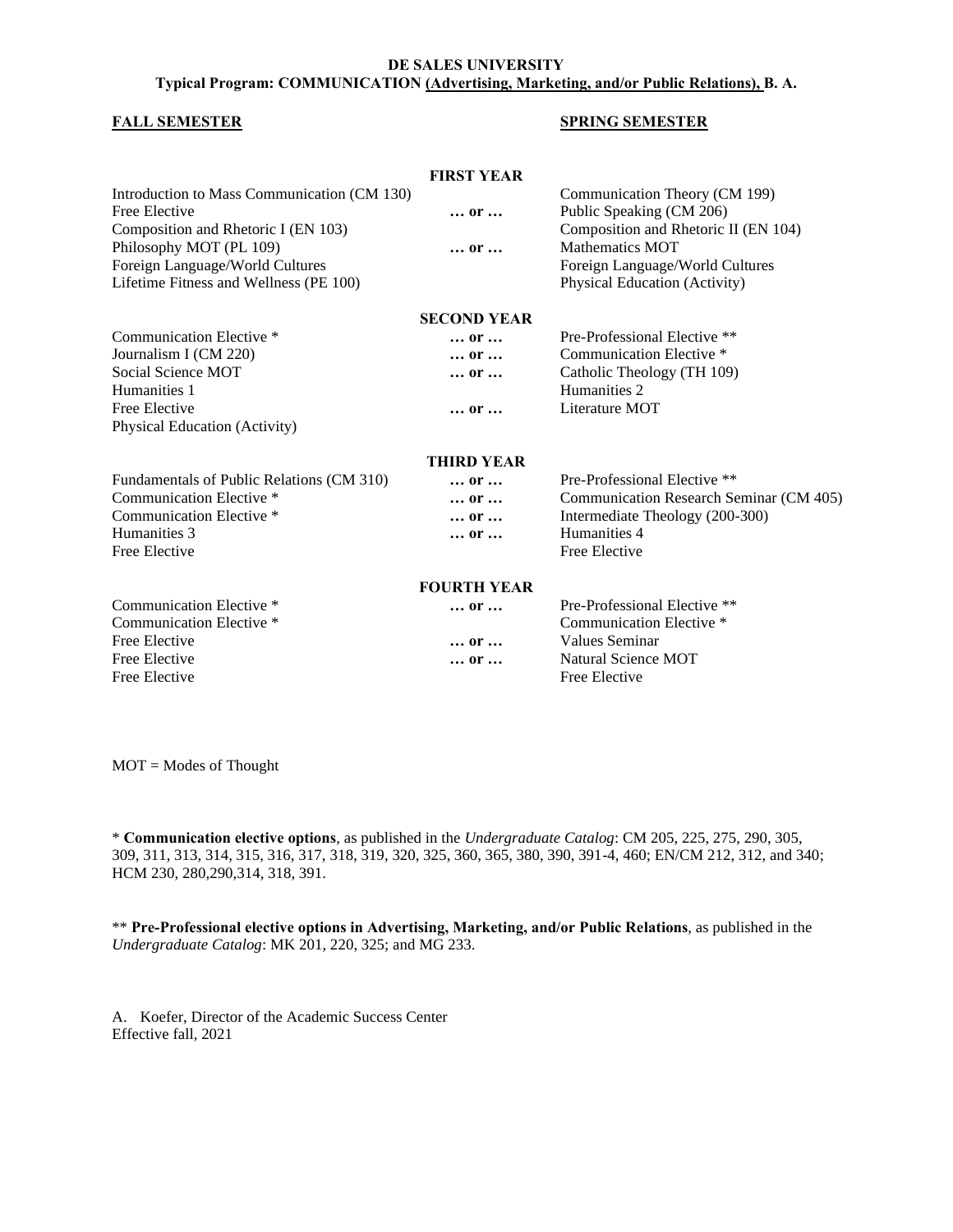**DE SALES UNIVERSITY**
**Typical Program: COMMUNICATION (Advertising, Marketing, and/or Public Relations), B. A.**

| FALL SEMESTER | | SPRING SEMESTER |
|---|---|---|
| | **FIRST YEAR** | |
| Introduction to Mass Communication (CM 130) | | Communication Theory (CM 199) |
| Free Elective | … or … | Public Speaking (CM 206) |
| Composition and Rhetoric I (EN 103) | | Composition and Rhetoric II (EN 104) |
| Philosophy MOT (PL 109) | … or … | Mathematics MOT |
| Foreign Language/World Cultures | | Foreign Language/World Cultures |
| Lifetime Fitness and Wellness (PE 100) | | Physical Education (Activity) |
| | **SECOND YEAR** | |
| Communication Elective * | … or … | Pre-Professional Elective ** |
| Journalism I (CM 220) | … or … | Communication Elective * |
| Social Science MOT | … or … | Catholic Theology (TH 109) |
| Humanities 1 | | Humanities 2 |
| Free Elective | … or … | Literature MOT |
| Physical Education (Activity) | | |
| | **THIRD YEAR** | |
| Fundamentals of Public Relations (CM 310) | … or … | Pre-Professional Elective ** |
| Communication Elective * | … or … | Communication Research Seminar (CM 405) |
| Communication Elective * | … or … | Intermediate Theology (200-300) |
| Humanities 3 | … or … | Humanities 4 |
| Free Elective | | Free Elective |
| | **FOURTH YEAR** | |
| Communication Elective * | … or … | Pre-Professional Elective ** |
| Communication Elective * | | Communication Elective * |
| Free Elective | … or … | Values Seminar |
| Free Elective | … or … | Natural Science MOT |
| Free Elective | | Free Elective |

MOT = Modes of Thought

* **Communication elective options**, as published in the *Undergraduate Catalog*: CM 205, 225, 275, 290, 305, 309, 311, 313, 314, 315, 316, 317, 318, 319, 320, 325, 360, 365, 380, 390, 391-4, 460; EN/CM 212, 312, and 340; HCM 230, 280,290,314, 318, 391.

** **Pre-Professional elective options in Advertising, Marketing, and/or Public Relations**, as published in the *Undergraduate Catalog*: MK 201, 220, 325; and MG 233.

A. Koefer, Director of the Academic Success Center
Effective fall, 2021